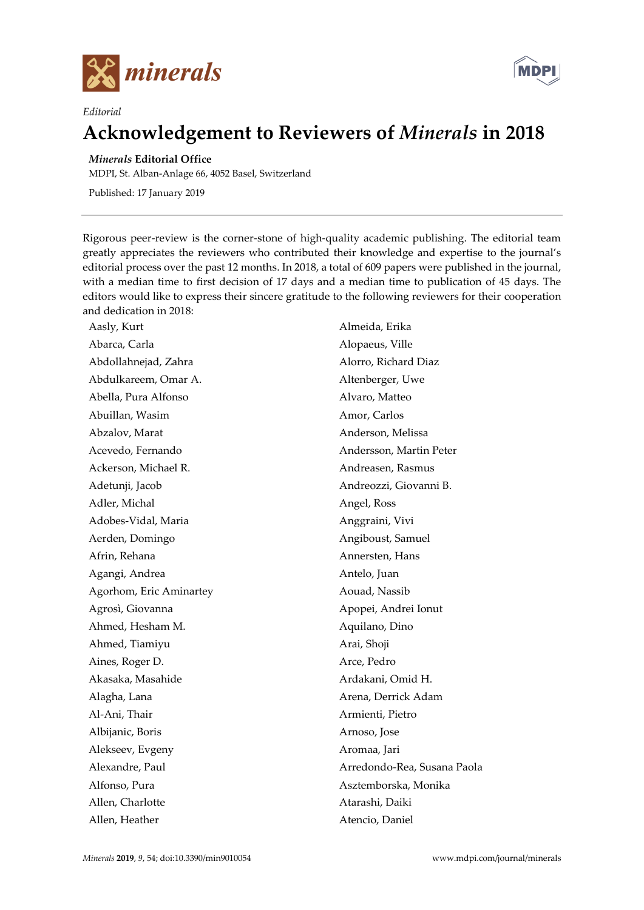*Editorial*

# Acknowledgement to Reviewers of *Minerals* in 2018

***Minerals* Editorial Office**

MDPI, St. Alban-Anlage 66, 4052 Basel, Switzerland

Published: 17 January 2019

---

Rigorous peer-review is the corner-stone of high-quality academic publishing. The editorial team greatly appreciates the reviewers who contributed their knowledge and expertise to the journal's editorial process over the past 12 months. In 2018, a total of 609 papers were published in the journal, with a median time to first decision of 17 days and a median time to publication of 45 days. The editors would like to express their sincere gratitude to the following reviewers for their cooperation and dedication in 2018:

Aasly, Kurt
Abarca, Carla
Abdollahnejad, Zahra
Abdulkareem, Omar A.
Abella, Pura Alfonso
Abuillan, Wasim
Abzalov, Marat
Acevedo, Fernando
Ackerson, Michael R.
Adetunji, Jacob
Adler, Michal
Adobes-Vidal, Maria
Aerden, Domingo
Afrin, Rehana
Agangi, Andrea
Agorhom, Eric Aminartey
Agrosì, Giovanna
Ahmed, Hesham M.
Ahmed, Tiamiyu
Aines, Roger D.
Akasaka, Masahide
Alagha, Lana
Al-Ani, Thair
Albijanic, Boris
Alekseev, Evgeny
Alexandre, Paul
Alfonso, Pura
Allen, Charlotte
Allen, Heather
Almeida, Erika
Alopaeus, Ville
Alorro, Richard Diaz
Altenberger, Uwe
Alvaro, Matteo
Amor, Carlos
Anderson, Melissa
Andersson, Martin Peter
Andreasen, Rasmus
Andreozzi, Giovanni B.
Angel, Ross
Anggraini, Vivi
Angiboust, Samuel
Annersten, Hans
Antelo, Juan
Aouad, Nassib
Apopei, Andrei Ionut
Aquilano, Dino
Arai, Shoji
Arce, Pedro
Ardakani, Omid H.
Arena, Derrick Adam
Armienti, Pietro
Arnoso, Jose
Aromaa, Jari
Arredondo-Rea, Susana Paola
Asztemborska, Monika
Atarashi, Daiki
Atencio, Daniel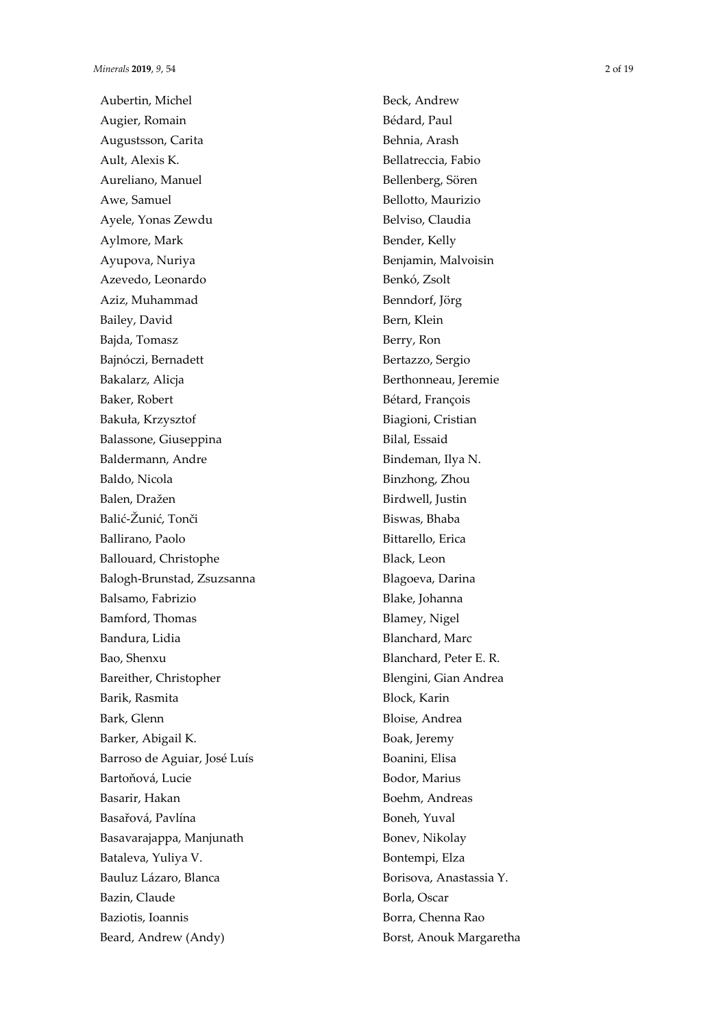Aubertin, Michel
Augier, Romain
Augustsson, Carita
Ault, Alexis K.
Aureliano, Manuel
Awe, Samuel
Ayele, Yonas Zewdu
Aylmore, Mark
Ayupova, Nuriya
Azevedo, Leonardo
Aziz, Muhammad
Bailey, David
Bajda, Tomasz
Bajnóczi, Bernadett
Bakalarz, Alicja
Baker, Robert
Bakuła, Krzysztof
Balassone, Giuseppina
Baldermann, Andre
Baldo, Nicola
Balen, Dražen
Balić-Žunić, Tonči
Ballirano, Paolo
Ballouard, Christophe
Balogh-Brunstad, Zsuzsanna
Balsamo, Fabrizio
Bamford, Thomas
Bandura, Lidia
Bao, Shenxu
Bareither, Christopher
Barik, Rasmita
Bark, Glenn
Barker, Abigail K.
Barroso de Aguiar, José Luís
Bartoňová, Lucie
Basarir, Hakan
Basařová, Pavlína
Basavarajappa, Manjunath
Bataleva, Yuliya V.
Bauluz Lázaro, Blanca
Bazin, Claude
Baziotis, Ioannis
Beard, Andrew (Andy)
Beck, Andrew
Bédard, Paul
Behnia, Arash
Bellatreccia, Fabio
Bellenberg, Sören
Bellotto, Maurizio
Belviso, Claudia
Bender, Kelly
Benjamin, Malvoisin
Benkó, Zsolt
Benndorf, Jörg
Bern, Klein
Berry, Ron
Bertazzo, Sergio
Berthonneau, Jeremie
Bétard, François
Biagioni, Cristian
Bilal, Essaid
Bindeman, Ilya N.
Binzhong, Zhou
Birdwell, Justin
Biswas, Bhaba
Bittarello, Erica
Black, Leon
Blagoeva, Darina
Blake, Johanna
Blamey, Nigel
Blanchard, Marc
Blanchard, Peter E. R.
Blengini, Gian Andrea
Block, Karin
Bloise, Andrea
Boak, Jeremy
Boanini, Elisa
Bodor, Marius
Boehm, Andreas
Boneh, Yuval
Bonev, Nikolay
Bontempi, Elza
Borisova, Anastassia Y.
Borla, Oscar
Borra, Chenna Rao
Borst, Anouk Margaretha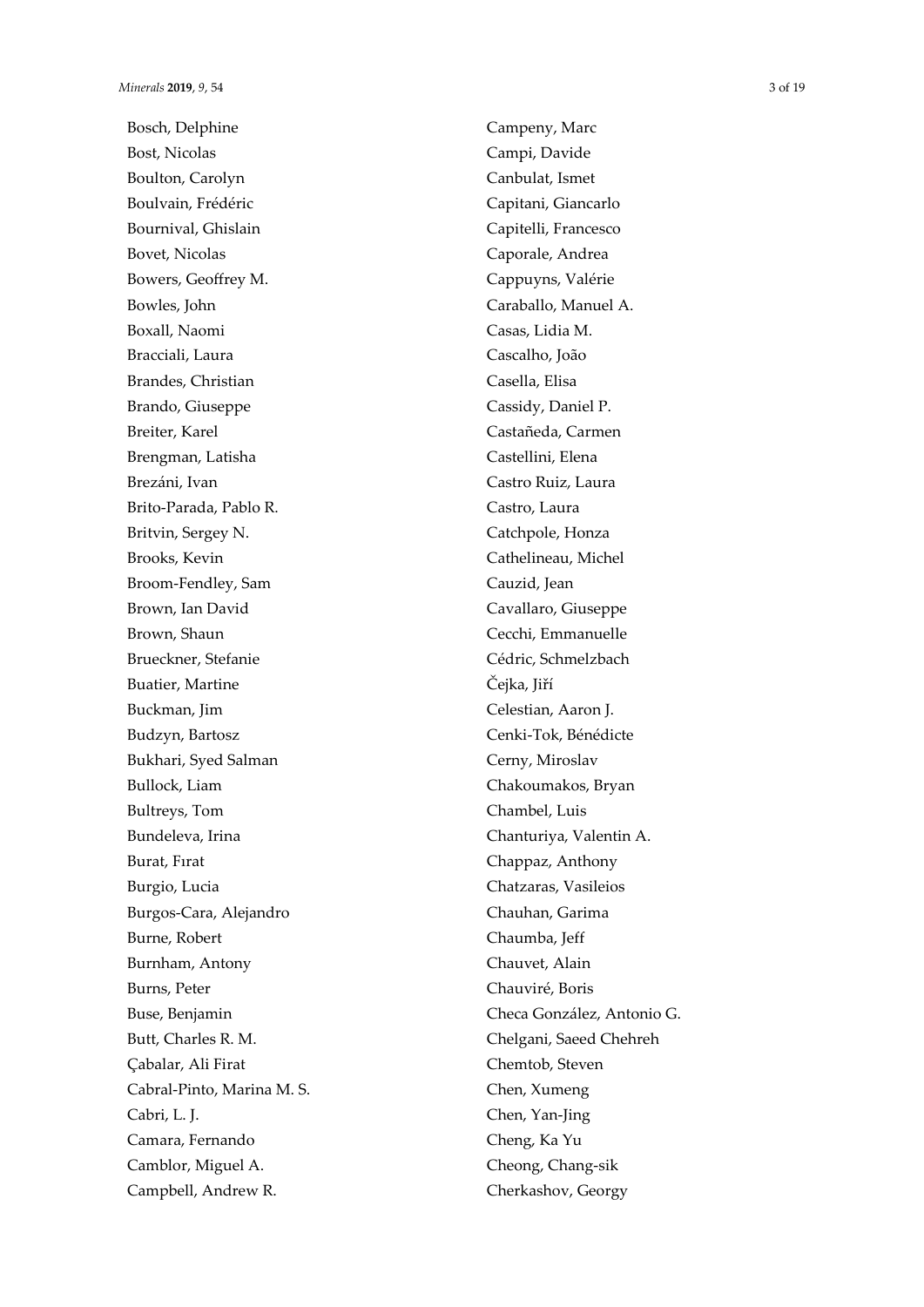Bosch, Delphine
Bost, Nicolas
Boulton, Carolyn
Boulvain, Frédéric
Bournival, Ghislain
Bovet, Nicolas
Bowers, Geoffrey M.
Bowles, John
Boxall, Naomi
Bracciali, Laura
Brandes, Christian
Brando, Giuseppe
Breiter, Karel
Brengman, Latisha
Brezáni, Ivan
Brito-Parada, Pablo R.
Britvin, Sergey N.
Brooks, Kevin
Broom-Fendley, Sam
Brown, Ian David
Brown, Shaun
Brueckner, Stefanie
Buatier, Martine
Buckman, Jim
Budzyn, Bartosz
Bukhari, Syed Salman
Bullock, Liam
Bultreys, Tom
Bundeleva, Irina
Burat, Fırat
Burgio, Lucia
Burgos-Cara, Alejandro
Burne, Robert
Burnham, Antony
Burns, Peter
Buse, Benjamin
Butt, Charles R. M.
Çabalar, Ali Firat
Cabral-Pinto, Marina M. S.
Cabri, L. J.
Camara, Fernando
Camblor, Miguel A.
Campbell, Andrew R.
Campeny, Marc
Campi, Davide
Canbulat, Ismet
Capitani, Giancarlo
Capitelli, Francesco
Caporale, Andrea
Cappuyns, Valérie
Caraballo, Manuel A.
Casas, Lidia M.
Cascalho, João
Casella, Elisa
Cassidy, Daniel P.
Castañeda, Carmen
Castellini, Elena
Castro Ruiz, Laura
Castro, Laura
Catchpole, Honza
Cathelineau, Michel
Cauzid, Jean
Cavallaro, Giuseppe
Cecchi, Emmanuelle
Cédric, Schmelzbach
Čejka, Jiří
Celestian, Aaron J.
Cenki-Tok, Bénédicte
Cerny, Miroslav
Chakoumakos, Bryan
Chambel, Luis
Chanturiya, Valentin A.
Chappaz, Anthony
Chatzaras, Vasileios
Chauhan, Garima
Chaumba, Jeff
Chauvet, Alain
Chauviré, Boris
Checa González, Antonio G.
Chelgani, Saeed Chehreh
Chemtob, Steven
Chen, Xumeng
Chen, Yan-Jing
Cheng, Ka Yu
Cheong, Chang-sik
Cherkashov, Georgy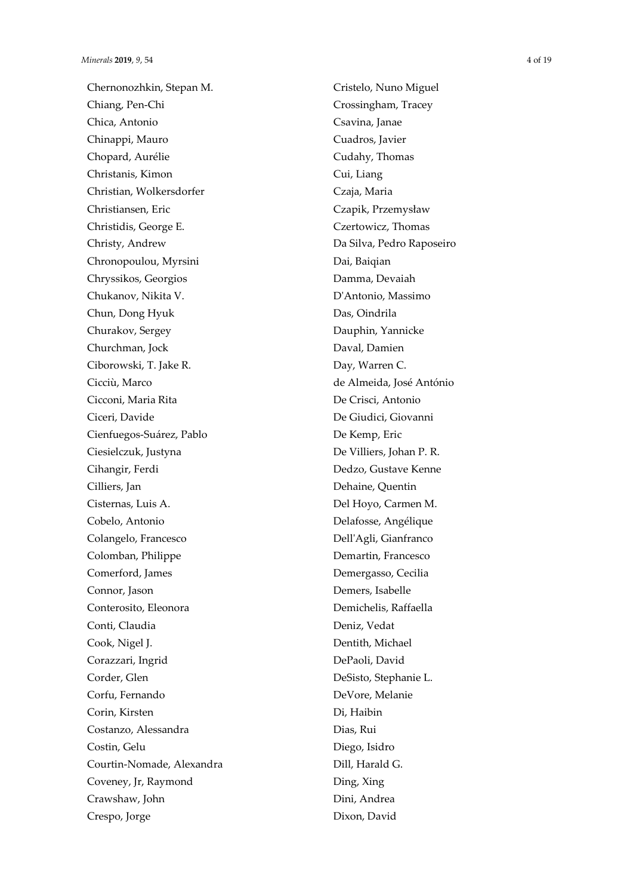Chernonozhkin, Stepan M.
Chiang, Pen-Chi
Chica, Antonio
Chinappi, Mauro
Chopard, Aurélie
Christanis, Kimon
Christian, Wolkersdorfer
Christiansen, Eric
Christidis, George E.
Christy, Andrew
Chronopoulou, Myrsini
Chryssikos, Georgios
Chukanov, Nikita V.
Chun, Dong Hyuk
Churakov, Sergey
Churchman, Jock
Ciborowski, T. Jake R.
Cicciù, Marco
Cicconi, Maria Rita
Ciceri, Davide
Cienfuegos-Suárez, Pablo
Ciesielczuk, Justyna
Cihangir, Ferdi
Cilliers, Jan
Cisternas, Luis A.
Cobelo, Antonio
Colangelo, Francesco
Colomban, Philippe
Comerford, James
Connor, Jason
Conterosito, Eleonora
Conti, Claudia
Cook, Nigel J.
Corazzari, Ingrid
Corder, Glen
Corfu, Fernando
Corin, Kirsten
Costanzo, Alessandra
Costin, Gelu
Courtin-Nomade, Alexandra
Coveney, Jr, Raymond
Crawshaw, John
Crespo, Jorge
Cristelo, Nuno Miguel
Crossingham, Tracey
Csavina, Janae
Cuadros, Javier
Cudahy, Thomas
Cui, Liang
Czaja, Maria
Czapik, Przemysław
Czertowicz, Thomas
Da Silva, Pedro Raposeiro
Dai, Baiqian
Damma, Devaiah
D'Antonio, Massimo
Das, Oindrila
Dauphin, Yannicke
Daval, Damien
Day, Warren C.
de Almeida, José António
De Crisci, Antonio
De Giudici, Giovanni
De Kemp, Eric
De Villiers, Johan P. R.
Dedzo, Gustave Kenne
Dehaine, Quentin
Del Hoyo, Carmen M.
Delafosse, Angélique
Dell'Agli, Gianfranco
Demartin, Francesco
Demergasso, Cecilia
Demers, Isabelle
Demichelis, Raffaella
Deniz, Vedat
Dentith, Michael
DePaoli, David
DeSisto, Stephanie L.
DeVore, Melanie
Di, Haibin
Dias, Rui
Diego, Isidro
Dill, Harald G.
Ding, Xing
Dini, Andrea
Dixon, David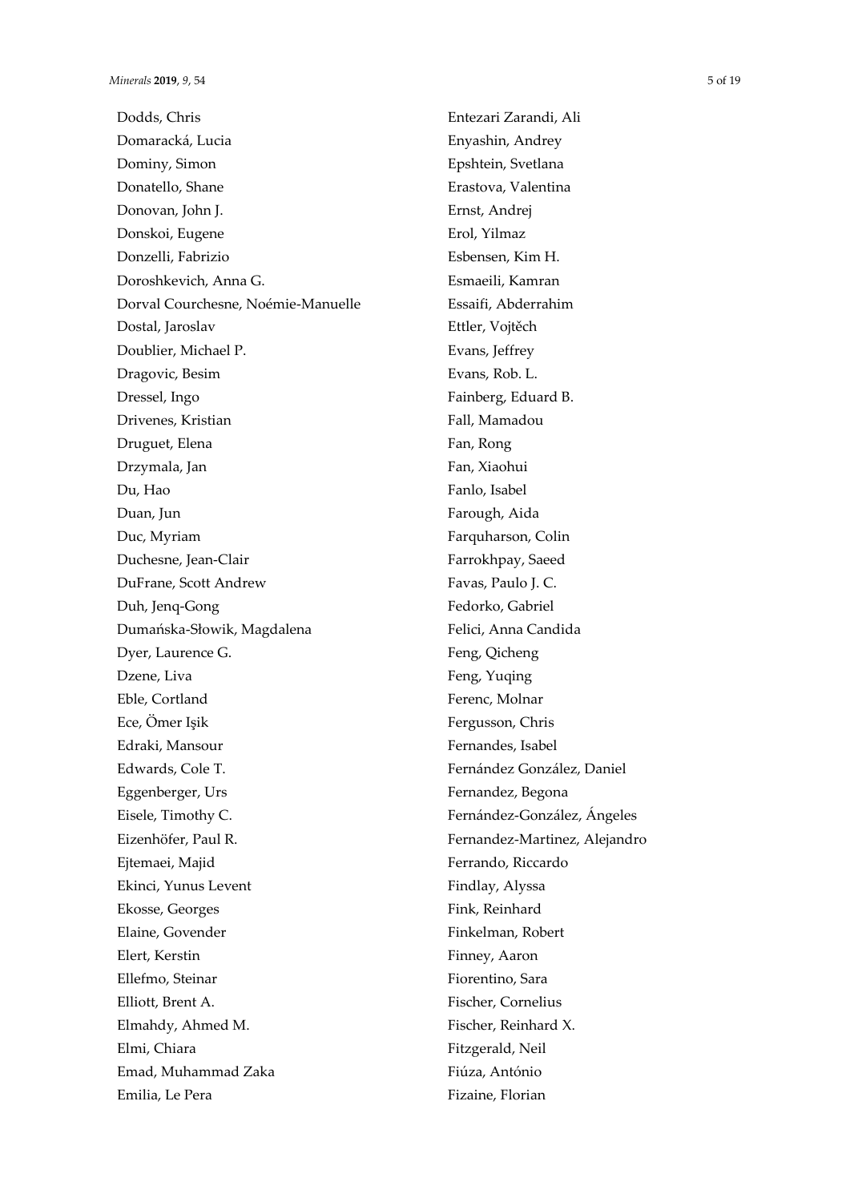Dodds, Chris
Domaracká, Lucia
Dominy, Simon
Donatello, Shane
Donovan, John J.
Donskoi, Eugene
Donzelli, Fabrizio
Doroshkevich, Anna G.
Dorval Courchesne, Noémie-Manuelle
Dostal, Jaroslav
Doublier, Michael P.
Dragovic, Besim
Dressel, Ingo
Drivenes, Kristian
Druguet, Elena
Drzymala, Jan
Du, Hao
Duan, Jun
Duc, Myriam
Duchesne, Jean-Clair
DuFrane, Scott Andrew
Duh, Jenq-Gong
Dumańska-Słowik, Magdalena
Dyer, Laurence G.
Dzene, Liva
Eble, Cortland
Ece, Ömer Işik
Edraki, Mansour
Edwards, Cole T.
Eggenberger, Urs
Eisele, Timothy C.
Eizenhöfer, Paul R.
Ejtemaei, Majid
Ekinci, Yunus Levent
Ekosse, Georges
Elaine, Govender
Elert, Kerstin
Ellefmo, Steinar
Elliott, Brent A.
Elmahdy, Ahmed M.
Elmi, Chiara
Emad, Muhammad Zaka
Emilia, Le Pera
Entezari Zarandi, Ali
Enyashin, Andrey
Epshtein, Svetlana
Erastova, Valentina
Ernst, Andrej
Erol, Yilmaz
Esbensen, Kim H.
Esmaeili, Kamran
Essaifi, Abderrahim
Ettler, Vojtěch
Evans, Jeffrey
Evans, Rob. L.
Fainberg, Eduard B.
Fall, Mamadou
Fan, Rong
Fan, Xiaohui
Fanlo, Isabel
Farough, Aida
Farquharson, Colin
Farrokhpay, Saeed
Favas, Paulo J. C.
Fedorko, Gabriel
Felici, Anna Candida
Feng, Qicheng
Feng, Yuqing
Ferenc, Molnar
Fergusson, Chris
Fernandes, Isabel
Fernández González, Daniel
Fernandez, Begona
Fernández-González, Ángeles
Fernandez-Martinez, Alejandro
Ferrando, Riccardo
Findlay, Alyssa
Fink, Reinhard
Finkelman, Robert
Finney, Aaron
Fiorentino, Sara
Fischer, Cornelius
Fischer, Reinhard X.
Fitzgerald, Neil
Fiúza, António
Fizaine, Florian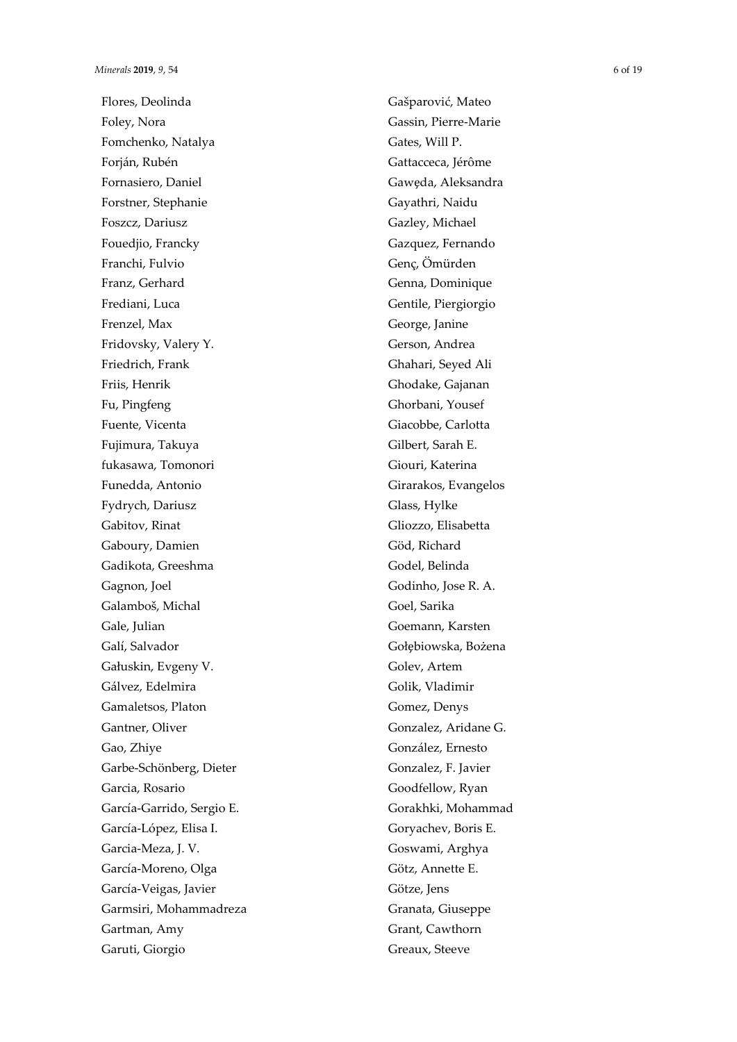Flores, Deolinda
Foley, Nora
Fomchenko, Natalya
Forján, Rubén
Fornasiero, Daniel
Forstner, Stephanie
Foszcz, Dariusz
Fouedjio, Francky
Franchi, Fulvio
Franz, Gerhard
Frediani, Luca
Frenzel, Max
Fridovsky, Valery Y.
Friedrich, Frank
Friis, Henrik
Fu, Pingfeng
Fuente, Vicenta
Fujimura, Takuya
fukasawa, Tomonori
Funedda, Antonio
Fydrych, Dariusz
Gabitov, Rinat
Gaboury, Damien
Gadikota, Greeshma
Gagnon, Joel
Galamboš, Michal
Gale, Julian
Galí, Salvador
Gałuskin, Evgeny V.
Gálvez, Edelmira
Gamaletsos, Platon
Gantner, Oliver
Gao, Zhiye
Garbe-Schönberg, Dieter
Garcia, Rosario
García-Garrido, Sergio E.
García-López, Elisa I.
Garcia-Meza, J. V.
García-Moreno, Olga
García-Veigas, Javier
Garmsiri, Mohammadreza
Gartman, Amy
Garuti, Giorgio
Gašparović, Mateo
Gassin, Pierre-Marie
Gates, Will P.
Gattacceca, Jérôme
Gawęda, Aleksandra
Gayathri, Naidu
Gazley, Michael
Gazquez, Fernando
Genç, Ömürden
Genna, Dominique
Gentile, Piergiorgio
George, Janine
Gerson, Andrea
Ghahari, Seyed Ali
Ghodake, Gajanan
Ghorbani, Yousef
Giacobbe, Carlotta
Gilbert, Sarah E.
Giouri, Katerina
Girarakos, Evangelos
Glass, Hylke
Gliozzo, Elisabetta
Göd, Richard
Godel, Belinda
Godinho, Jose R. A.
Goel, Sarika
Goemann, Karsten
Gołębiowska, Bożena
Golev, Artem
Golik, Vladimir
Gomez, Denys
Gonzalez, Aridane G.
González, Ernesto
Gonzalez, F. Javier
Goodfellow, Ryan
Gorakhki, Mohammad
Goryachev, Boris E.
Goswami, Arghya
Götz, Annette E.
Götze, Jens
Granata, Giuseppe
Grant, Cawthorn
Greaux, Steeve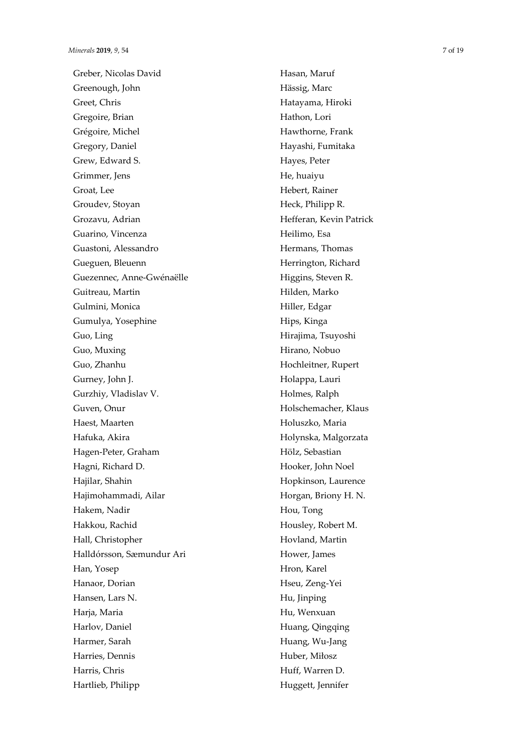Greber, Nicolas David
Greenough, John
Greet, Chris
Gregoire, Brian
Grégoire, Michel
Gregory, Daniel
Grew, Edward S.
Grimmer, Jens
Groat, Lee
Groudev, Stoyan
Grozavu, Adrian
Guarino, Vincenza
Guastoni, Alessandro
Gueguen, Bleuenn
Guezennec, Anne-Gwénaëlle
Guitreau, Martin
Gulmini, Monica
Gumulya, Yosephine
Guo, Ling
Guo, Muxing
Guo, Zhanhu
Gurney, John J.
Gurzhiy, Vladislav V.
Guven, Onur
Haest, Maarten
Hafuka, Akira
Hagen-Peter, Graham
Hagni, Richard D.
Hajilar, Shahin
Hajimohammadi, Ailar
Hakem, Nadir
Hakkou, Rachid
Hall, Christopher
Halldórsson, Sæmundur Ari
Han, Yosep
Hanaor, Dorian
Hansen, Lars N.
Harja, Maria
Harlov, Daniel
Harmer, Sarah
Harries, Dennis
Harris, Chris
Hartlieb, Philipp
Hasan, Maruf
Hässig, Marc
Hatayama, Hiroki
Hathon, Lori
Hawthorne, Frank
Hayashi, Fumitaka
Hayes, Peter
He, huaiyu
Hebert, Rainer
Heck, Philipp R.
Hefferan, Kevin Patrick
Heilimo, Esa
Hermans, Thomas
Herrington, Richard
Higgins, Steven R.
Hilden, Marko
Hiller, Edgar
Hips, Kinga
Hirajima, Tsuyoshi
Hirano, Nobuo
Hochleitner, Rupert
Holappa, Lauri
Holmes, Ralph
Holschemacher, Klaus
Holuszko, Maria
Holynska, Malgorzata
Hölz, Sebastian
Hooker, John Noel
Hopkinson, Laurence
Horgan, Briony H. N.
Hou, Tong
Housley, Robert M.
Hovland, Martin
Hower, James
Hron, Karel
Hseu, Zeng-Yei
Hu, Jinping
Hu, Wenxuan
Huang, Qingqing
Huang, Wu-Jang
Huber, Miłosz
Huff, Warren D.
Huggett, Jennifer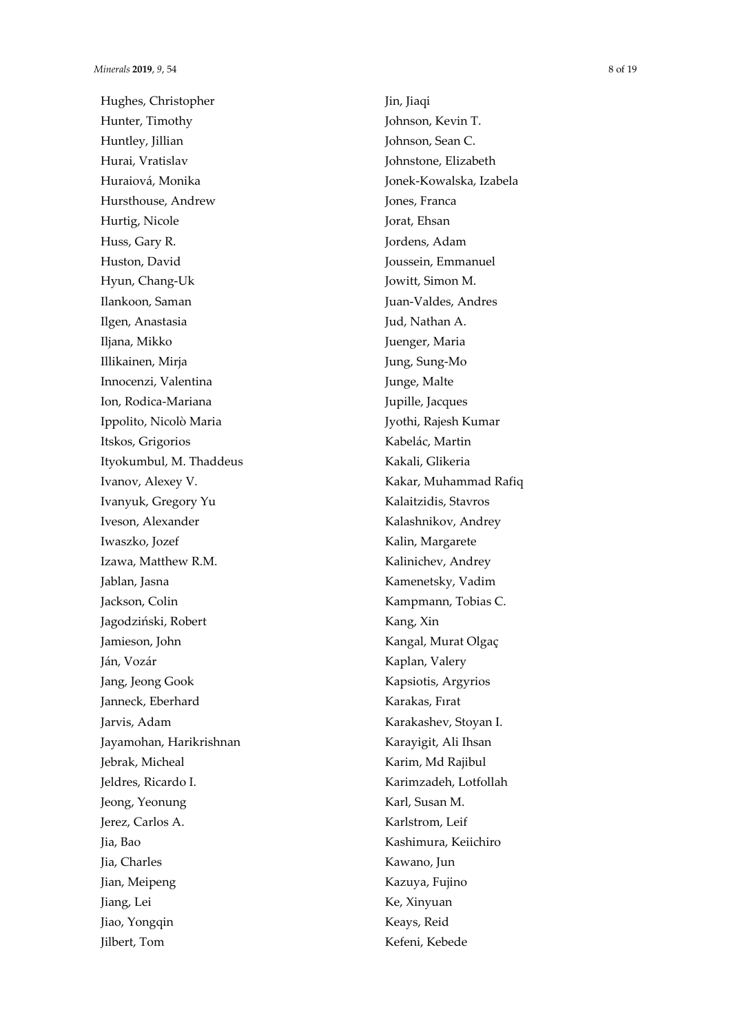Hughes, Christopher
Hunter, Timothy
Huntley, Jillian
Hurai, Vratislav
Huraiová, Monika
Hursthouse, Andrew
Hurtig, Nicole
Huss, Gary R.
Huston, David
Hyun, Chang-Uk
Ilankoon, Saman
Ilgen, Anastasia
Iljana, Mikko
Illikainen, Mirja
Innocenzi, Valentina
Ion, Rodica-Mariana
Ippolito, Nicolò Maria
Itskos, Grigorios
Ityokumbul, M. Thaddeus
Ivanov, Alexey V.
Ivanyuk, Gregory Yu
Iveson, Alexander
Iwaszko, Jozef
Izawa, Matthew R.M.
Jablan, Jasna
Jackson, Colin
Jagodziński, Robert
Jamieson, John
Ján, Vozár
Jang, Jeong Gook
Janneck, Eberhard
Jarvis, Adam
Jayamohan, Harikrishnan
Jebrak, Micheal
Jeldres, Ricardo I.
Jeong, Yeonung
Jerez, Carlos A.
Jia, Bao
Jia, Charles
Jian, Meipeng
Jiang, Lei
Jiao, Yongqin
Jilbert, Tom
Jin, Jiaqi
Johnson, Kevin T.
Johnson, Sean C.
Johnstone, Elizabeth
Jonek-Kowalska, Izabela
Jones, Franca
Jorat, Ehsan
Jordens, Adam
Joussein, Emmanuel
Jowitt, Simon M.
Juan-Valdes, Andres
Jud, Nathan A.
Juenger, Maria
Jung, Sung-Mo
Junge, Malte
Jupille, Jacques
Jyothi, Rajesh Kumar
Kabelác, Martin
Kakali, Glikeria
Kakar, Muhammad Rafiq
Kalaitzidis, Stavros
Kalashnikov, Andrey
Kalin, Margarete
Kalinichev, Andrey
Kamenetsky, Vadim
Kampmann, Tobias C.
Kang, Xin
Kangal, Murat Olgaç
Kaplan, Valery
Kapsiotis, Argyrios
Karakas, Fırat
Karakashev, Stoyan I.
Karayigit, Ali Ihsan
Karim, Md Rajibul
Karimzadeh, Lotfollah
Karl, Susan M.
Karlstrom, Leif
Kashimura, Keiichiro
Kawano, Jun
Kazuya, Fujino
Ke, Xinyuan
Keays, Reid
Kefeni, Kebede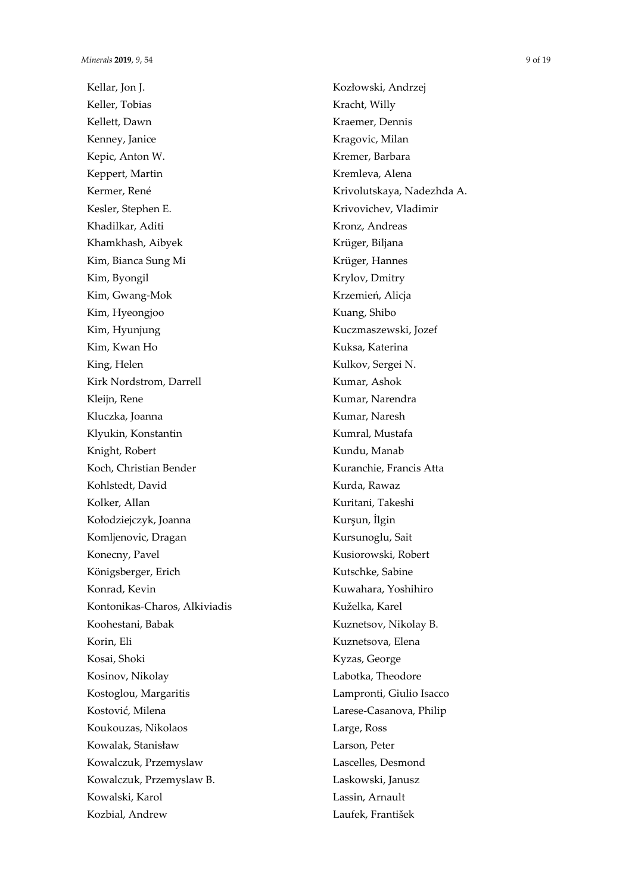Kellar, Jon J.
Keller, Tobias
Kellett, Dawn
Kenney, Janice
Kepic, Anton W.
Keppert, Martin
Kermer, René
Kesler, Stephen E.
Khadilkar, Aditi
Khamkhash, Aibyek
Kim, Bianca Sung Mi
Kim, Byongil
Kim, Gwang-Mok
Kim, Hyeongjoo
Kim, Hyunjung
Kim, Kwan Ho
King, Helen
Kirk Nordstrom, Darrell
Kleijn, Rene
Kluczka, Joanna
Klyukin, Konstantin
Knight, Robert
Koch, Christian Bender
Kohlstedt, David
Kolker, Allan
Kołodziejczyk, Joanna
Komljenovic, Dragan
Konecny, Pavel
Königsberger, Erich
Konrad, Kevin
Kontonikas-Charos, Alkiviadis
Koohestani, Babak
Korin, Eli
Kosai, Shoki
Kosinov, Nikolay
Kostoglou, Margaritis
Kostović, Milena
Koukouzas, Nikolaos
Kowalak, Stanisław
Kowalczuk, Przemyslaw
Kowalczuk, Przemyslaw B.
Kowalski, Karol
Kozbial, Andrew
Kozłowski, Andrzej
Kracht, Willy
Kraemer, Dennis
Kragovic, Milan
Kremer, Barbara
Kremleva, Alena
Krivolutskaya, Nadezhda A.
Krivovichev, Vladimir
Kronz, Andreas
Krüger, Biljana
Krüger, Hannes
Krylov, Dmitry
Krzemień, Alicja
Kuang, Shibo
Kuczmaszewski, Jozef
Kuksa, Katerina
Kulkov, Sergei N.
Kumar, Ashok
Kumar, Narendra
Kumar, Naresh
Kumral, Mustafa
Kundu, Manab
Kuranchie, Francis Atta
Kurda, Rawaz
Kuritani, Takeshi
Kurşun, İlgin
Kursunoglu, Sait
Kusiorowski, Robert
Kutschke, Sabine
Kuwahara, Yoshihiro
Kuželka, Karel
Kuznetsov, Nikolay B.
Kuznetsova, Elena
Kyzas, George
Labotka, Theodore
Lampronti, Giulio Isacco
Larese-Casanova, Philip
Large, Ross
Larson, Peter
Lascelles, Desmond
Laskowski, Janusz
Lassin, Arnault
Laufek, František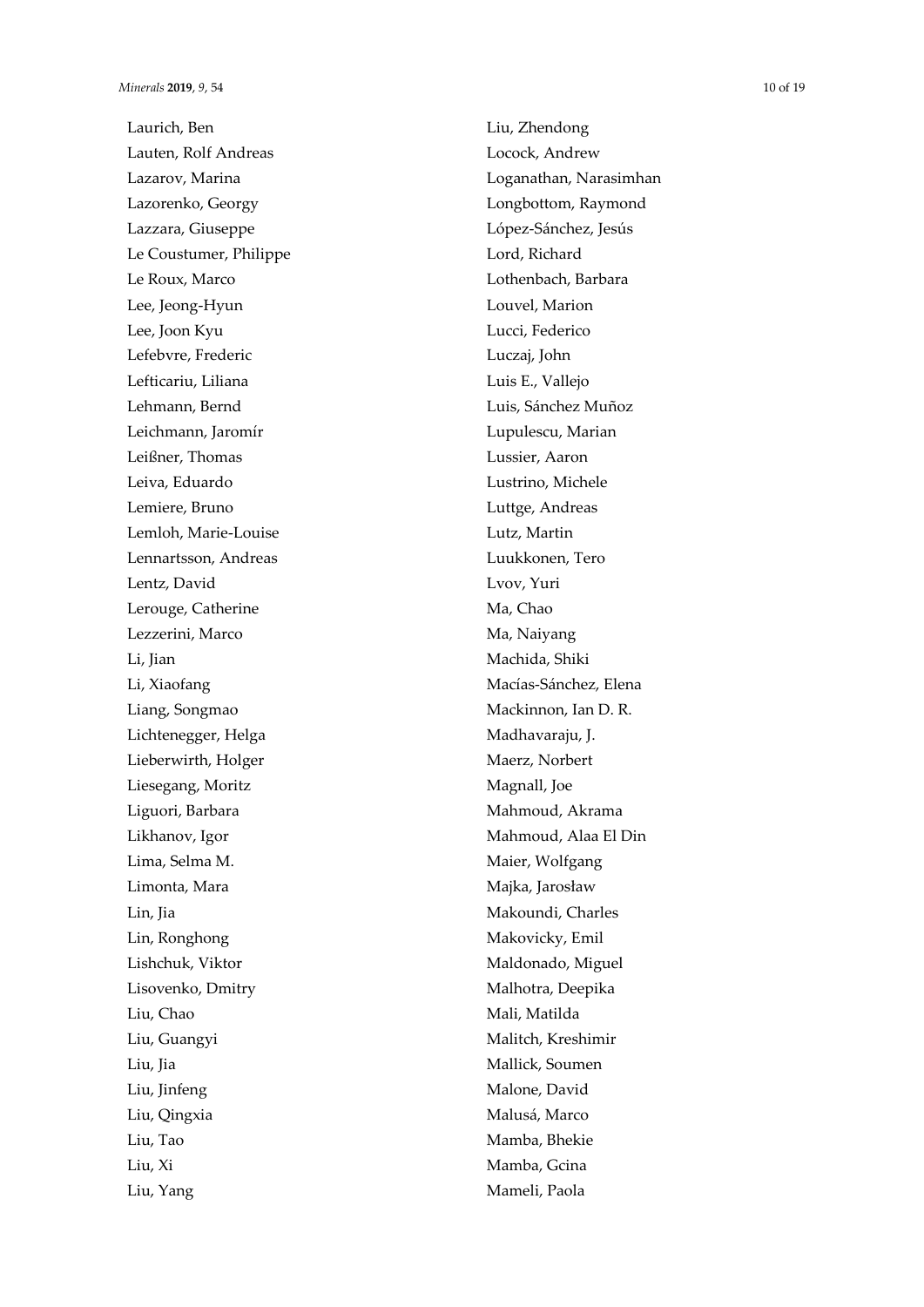Laurich, Ben
Lauten, Rolf Andreas
Lazarov, Marina
Lazorenko, Georgy
Lazzara, Giuseppe
Le Coustumer, Philippe
Le Roux, Marco
Lee, Jeong-Hyun
Lee, Joon Kyu
Lefebvre, Frederic
Lefticariu, Liliana
Lehmann, Bernd
Leichmann, Jaromír
Leißner, Thomas
Leiva, Eduardo
Lemiere, Bruno
Lemloh, Marie-Louise
Lennartsson, Andreas
Lentz, David
Lerouge, Catherine
Lezzerini, Marco
Li, Jian
Li, Xiaofang
Liang, Songmao
Lichtenegger, Helga
Lieberwirth, Holger
Liesegang, Moritz
Liguori, Barbara
Likhanov, Igor
Lima, Selma M.
Limonta, Mara
Lin, Jia
Lin, Ronghong
Lishchuk, Viktor
Lisovenko, Dmitry
Liu, Chao
Liu, Guangyi
Liu, Jia
Liu, Jinfeng
Liu, Qingxia
Liu, Tao
Liu, Xi
Liu, Yang
Liu, Zhendong
Locock, Andrew
Loganathan, Narasimhan
Longbottom, Raymond
López-Sánchez, Jesús
Lord, Richard
Lothenbach, Barbara
Louvel, Marion
Lucci, Federico
Luczaj, John
Luis E., Vallejo
Luis, Sánchez Muñoz
Lupulescu, Marian
Lussier, Aaron
Lustrino, Michele
Luttge, Andreas
Lutz, Martin
Luukkonen, Tero
Lvov, Yuri
Ma, Chao
Ma, Naiyang
Machida, Shiki
Macías-Sánchez, Elena
Mackinnon, Ian D. R.
Madhavaraju, J.
Maerz, Norbert
Magnall, Joe
Mahmoud, Akrama
Mahmoud, Alaa El Din
Maier, Wolfgang
Majka, Jarosław
Makoundi, Charles
Makovicky, Emil
Maldonado, Miguel
Malhotra, Deepika
Mali, Matilda
Malitch, Kreshimir
Mallick, Soumen
Malone, David
Malusá, Marco
Mamba, Bhekie
Mamba, Gcina
Mameli, Paola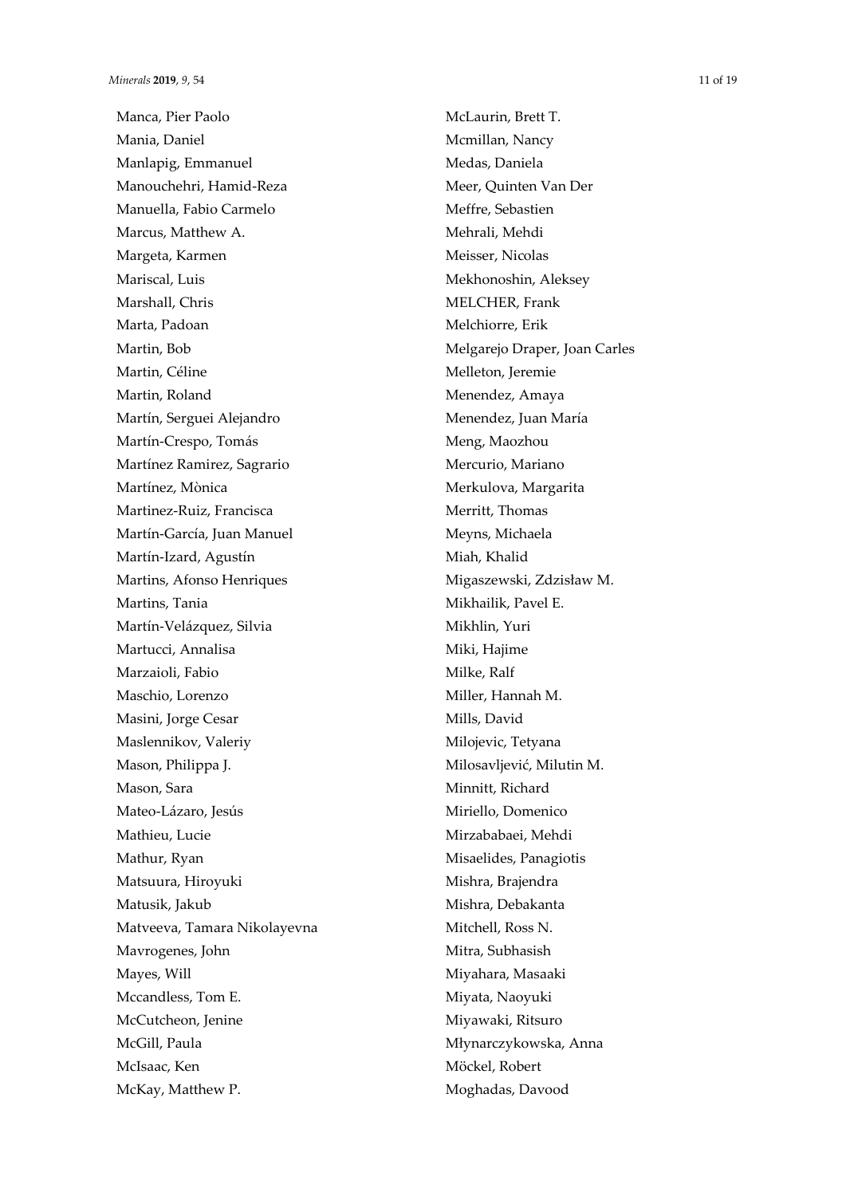Manca, Pier Paolo
Mania, Daniel
Manlapig, Emmanuel
Manouchehri, Hamid-Reza
Manuella, Fabio Carmelo
Marcus, Matthew A.
Margeta, Karmen
Mariscal, Luis
Marshall, Chris
Marta, Padoan
Martin, Bob
Martin, Céline
Martin, Roland
Martín, Serguei Alejandro
Martín-Crespo, Tomás
Martínez Ramirez, Sagrario
Martínez, Mònica
Martinez-Ruiz, Francisca
Martín-García, Juan Manuel
Martín-Izard, Agustín
Martins, Afonso Henriques
Martins, Tania
Martín-Velázquez, Silvia
Martucci, Annalisa
Marzaioli, Fabio
Maschio, Lorenzo
Masini, Jorge Cesar
Maslennikov, Valeriy
Mason, Philippa J.
Mason, Sara
Mateo-Lázaro, Jesús
Mathieu, Lucie
Mathur, Ryan
Matsuura, Hiroyuki
Matusik, Jakub
Matveeva, Tamara Nikolayevna
Mavrogenes, John
Mayes, Will
Mccandless, Tom E.
McCutcheon, Jenine
McGill, Paula
McIsaac, Ken
McKay, Matthew P.
McLaurin, Brett T.
Mcmillan, Nancy
Medas, Daniela
Meer, Quinten Van Der
Meffre, Sebastien
Mehrali, Mehdi
Meisser, Nicolas
Mekhonoshin, Aleksey
MELCHER, Frank
Melchiorre, Erik
Melgarejo Draper, Joan Carles
Melleton, Jeremie
Menendez, Amaya
Menendez, Juan María
Meng, Maozhou
Mercurio, Mariano
Merkulova, Margarita
Merritt, Thomas
Meyns, Michaela
Miah, Khalid
Migaszewski, Zdzisław M.
Mikhailik, Pavel E.
Mikhlin, Yuri
Miki, Hajime
Milke, Ralf
Miller, Hannah M.
Mills, David
Milojevic, Tetyana
Milosavljević, Milutin M.
Minnitt, Richard
Miriello, Domenico
Mirzababaei, Mehdi
Misaelides, Panagiotis
Mishra, Brajendra
Mishra, Debakanta
Mitchell, Ross N.
Mitra, Subhasish
Miyahara, Masaaki
Miyata, Naoyuki
Miyawaki, Ritsuro
Młynarczykowska, Anna
Möckel, Robert
Moghadas, Davood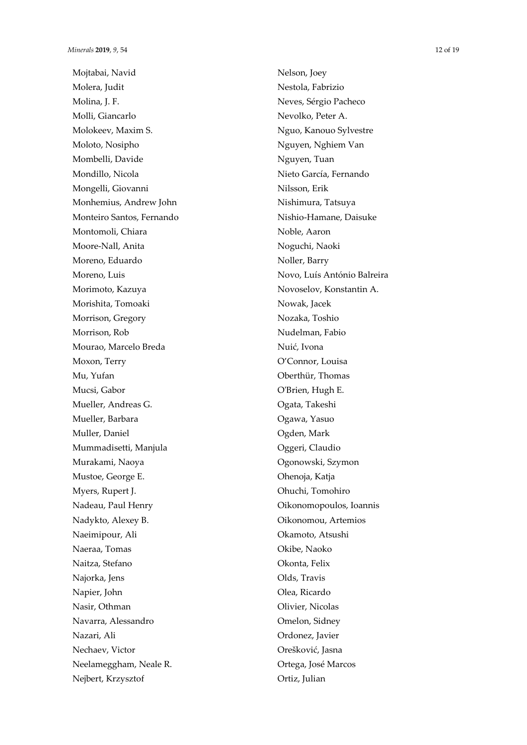Mojtabai, Navid
Molera, Judit
Molina, J. F.
Molli, Giancarlo
Molokeev, Maxim S.
Moloto, Nosipho
Mombelli, Davide
Mondillo, Nicola
Mongelli, Giovanni
Monhemius, Andrew John
Monteiro Santos, Fernando
Montomoli, Chiara
Moore-Nall, Anita
Moreno, Eduardo
Moreno, Luis
Morimoto, Kazuya
Morishita, Tomoaki
Morrison, Gregory
Morrison, Rob
Mourao, Marcelo Breda
Moxon, Terry
Mu, Yufan
Mucsi, Gabor
Mueller, Andreas G.
Mueller, Barbara
Muller, Daniel
Mummadisetti, Manjula
Murakami, Naoya
Mustoe, George E.
Myers, Rupert J.
Nadeau, Paul Henry
Nadykto, Alexey B.
Naeimipour, Ali
Naeraa, Tomas
Naitza, Stefano
Najorka, Jens
Napier, John
Nasir, Othman
Navarra, Alessandro
Nazari, Ali
Nechaev, Victor
Neelameggham, Neale R.
Nejbert, Krzysztof
Nelson, Joey
Nestola, Fabrizio
Neves, Sérgio Pacheco
Nevolko, Peter A.
Nguo, Kanouo Sylvestre
Nguyen, Nghiem Van
Nguyen, Tuan
Nieto García, Fernando
Nilsson, Erik
Nishimura, Tatsuya
Nishio-Hamane, Daisuke
Noble, Aaron
Noguchi, Naoki
Noller, Barry
Novo, Luís António Balreira
Novoselov, Konstantin A.
Nowak, Jacek
Nozaka, Toshio
Nudelman, Fabio
Nuić, Ivona
O'Connor, Louisa
Oberthür, Thomas
O'Brien, Hugh E.
Ogata, Takeshi
Ogawa, Yasuo
Ogden, Mark
Oggeri, Claudio
Ogonowski, Szymon
Ohenoja, Katja
Ohuchi, Tomohiro
Oikonomopoulos, Ioannis
Oikonomou, Artemios
Okamoto, Atsushi
Okibe, Naoko
Okonta, Felix
Olds, Travis
Olea, Ricardo
Olivier, Nicolas
Omelon, Sidney
Ordonez, Javier
Orešković, Jasna
Ortega, José Marcos
Ortiz, Julian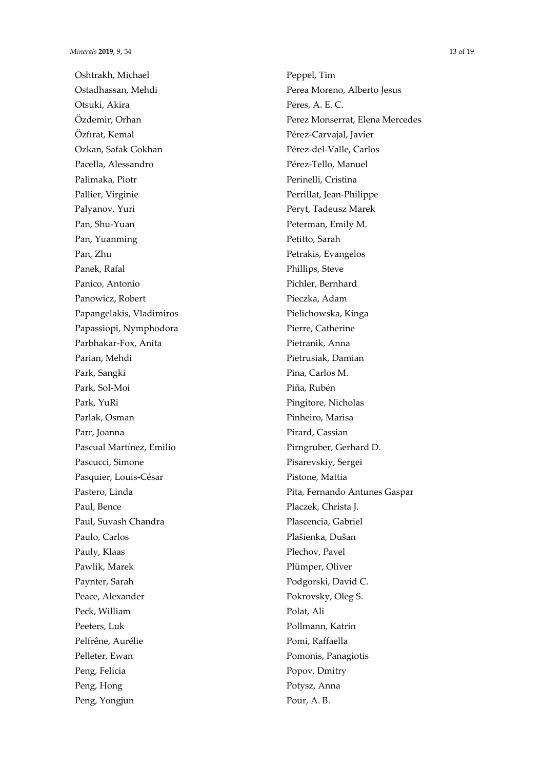Oshtrakh, Michael
Ostadhassan, Mehdi
Otsuki, Akira
Özdemir, Orhan
Özfırat, Kemal
Ozkan, Safak Gokhan
Pacella, Alessandro
Palimaka, Piotr
Pallier, Virginie
Palyanov, Yuri
Pan, Shu-Yuan
Pan, Yuanming
Pan, Zhu
Panek, Rafal
Panico, Antonio
Panowicz, Robert
Papangelakis, Vladimiros
Papassiopi, Nymphodora
Parbhakar-Fox, Anita
Parian, Mehdi
Park, Sangki
Park, Sol-Moi
Park, YuRi
Parlak, Osman
Parr, Joanna
Pascual Martínez, Emilio
Pascucci, Simone
Pasquier, Louis-César
Pastero, Linda
Paul, Bence
Paul, Suvash Chandra
Paulo, Carlos
Pauly, Klaas
Pawlik, Marek
Paynter, Sarah
Peace, Alexander
Peck, William
Peeters, Luk
Pelfrêne, Aurélie
Pelleter, Ewan
Peng, Felicia
Peng, Hong
Peng, Yongjun
Peppel, Tim
Perea Moreno, Alberto Jesus
Peres, A. E. C.
Perez Monserrat, Elena Mercedes
Pérez-Carvajal, Javier
Pérez-del-Valle, Carlos
Pérez-Tello, Manuel
Perinelli, Cristina
Perrillat, Jean-Philippe
Peryt, Tadeusz Marek
Peterman, Emily M.
Petitto, Sarah
Petrakis, Evangelos
Phillips, Steve
Pichler, Bernhard
Pieczka, Adam
Pielichowska, Kinga
Pierre, Catherine
Pietranik, Anna
Pietrusiak, Damian
Pina, Carlos M.
Piña, Rubén
Pingitore, Nicholas
Pinheiro, Marisa
Pirard, Cassian
Pirngruber, Gerhard D.
Pisarevskiy, Sergei
Pistone, Mattia
Pita, Fernando Antunes Gaspar
Placzek, Christa J.
Plascencia, Gabriel
Plašienka, Dušan
Plechov, Pavel
Plümper, Oliver
Podgorski, David C.
Pokrovsky, Oleg S.
Polat, Ali
Pollmann, Katrin
Pomi, Raffaella
Pomonis, Panagiotis
Popov, Dmitry
Potysz, Anna
Pour, A. B.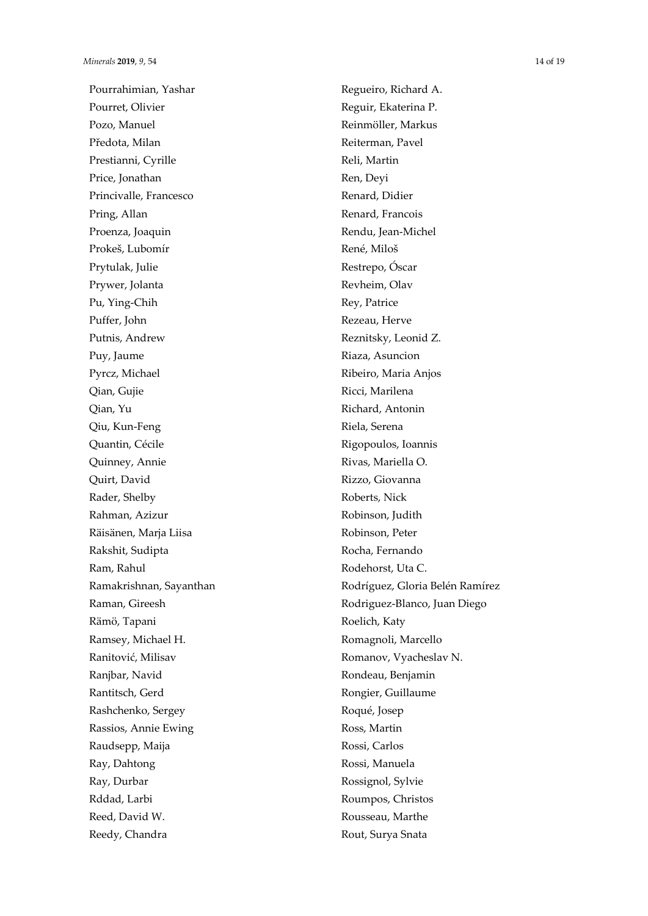Pourrahimian, Yashar
Pourret, Olivier
Pozo, Manuel
Předota, Milan
Prestianni, Cyrille
Price, Jonathan
Princivalle, Francesco
Pring, Allan
Proenza, Joaquin
Prokeš, Lubomír
Prytulak, Julie
Prywer, Jolanta
Pu, Ying-Chih
Puffer, John
Putnis, Andrew
Puy, Jaume
Pyrcz, Michael
Qian, Gujie
Qian, Yu
Qiu, Kun-Feng
Quantin, Cécile
Quinney, Annie
Quirt, David
Rader, Shelby
Rahman, Azizur
Räisänen, Marja Liisa
Rakshit, Sudipta
Ram, Rahul
Ramakrishnan, Sayanthan
Raman, Gireesh
Rämö, Tapani
Ramsey, Michael H.
Ranitović, Milisav
Ranjbar, Navid
Rantitsch, Gerd
Rashchenko, Sergey
Rassios, Annie Ewing
Raudsepp, Maija
Ray, Dahtong
Ray, Durbar
Rddad, Larbi
Reed, David W.
Reedy, Chandra
Regueiro, Richard A.
Reguir, Ekaterina P.
Reinmöller, Markus
Reiterman, Pavel
Reli, Martin
Ren, Deyi
Renard, Didier
Renard, Francois
Rendu, Jean-Michel
René, Miloš
Restrepo, Óscar
Revheim, Olav
Rey, Patrice
Rezeau, Herve
Reznitsky, Leonid Z.
Riaza, Asuncion
Ribeiro, Maria Anjos
Ricci, Marilena
Richard, Antonin
Riela, Serena
Rigopoulos, Ioannis
Rivas, Mariella O.
Rizzo, Giovanna
Roberts, Nick
Robinson, Judith
Robinson, Peter
Rocha, Fernando
Rodehorst, Uta C.
Rodríguez, Gloria Belén Ramírez
Rodriguez-Blanco, Juan Diego
Roelich, Katy
Romagnoli, Marcello
Romanov, Vyacheslav N.
Rondeau, Benjamin
Rongier, Guillaume
Roqué, Josep
Ross, Martin
Rossi, Carlos
Rossi, Manuela
Rossignol, Sylvie
Roumpos, Christos
Rousseau, Marthe
Rout, Surya Snata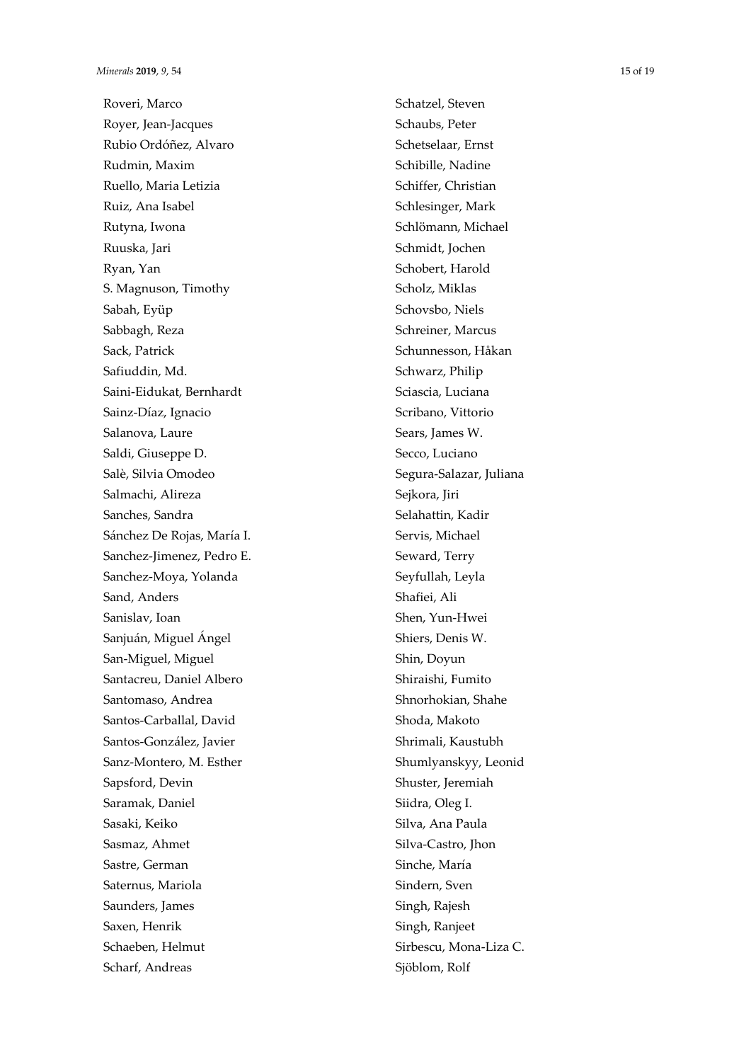Roveri, Marco
Royer, Jean-Jacques
Rubio Ordóñez, Alvaro
Rudmin, Maxim
Ruello, Maria Letizia
Ruiz, Ana Isabel
Rutyna, Iwona
Ruuska, Jari
Ryan, Yan
S. Magnuson, Timothy
Sabah, Eyüp
Sabbagh, Reza
Sack, Patrick
Safiuddin, Md.
Saini-Eidukat, Bernhardt
Sainz-Díaz, Ignacio
Salanova, Laure
Saldi, Giuseppe D.
Salè, Silvia Omodeo
Salmachi, Alireza
Sanches, Sandra
Sánchez De Rojas, María I.
Sanchez-Jimenez, Pedro E.
Sanchez-Moya, Yolanda
Sand, Anders
Sanislav, Ioan
Sanjuán, Miguel Ángel
San-Miguel, Miguel
Santacreu, Daniel Albero
Santomaso, Andrea
Santos-Carballal, David
Santos-González, Javier
Sanz-Montero, M. Esther
Sapsford, Devin
Saramak, Daniel
Sasaki, Keiko
Sasmaz, Ahmet
Sastre, German
Saternus, Mariola
Saunders, James
Saxen, Henrik
Schaeben, Helmut
Scharf, Andreas
Schatzel, Steven
Schaubs, Peter
Schetselaar, Ernst
Schibille, Nadine
Schiffer, Christian
Schlesinger, Mark
Schlömann, Michael
Schmidt, Jochen
Schobert, Harold
Scholz, Miklas
Schovsbo, Niels
Schreiner, Marcus
Schunnesson, Håkan
Schwarz, Philip
Sciascia, Luciana
Scribano, Vittorio
Sears, James W.
Secco, Luciano
Segura-Salazar, Juliana
Sejkora, Jiri
Selahattin, Kadir
Servis, Michael
Seward, Terry
Seyfullah, Leyla
Shafiei, Ali
Shen, Yun-Hwei
Shiers, Denis W.
Shin, Doyun
Shiraishi, Fumito
Shnorhokian, Shahe
Shoda, Makoto
Shrimali, Kaustubh
Shumlyanskyy, Leonid
Shuster, Jeremiah
Siidra, Oleg I.
Silva, Ana Paula
Silva-Castro, Jhon
Sinche, María
Sindern, Sven
Singh, Rajesh
Singh, Ranjeet
Sirbescu, Mona-Liza C.
Sjöblom, Rolf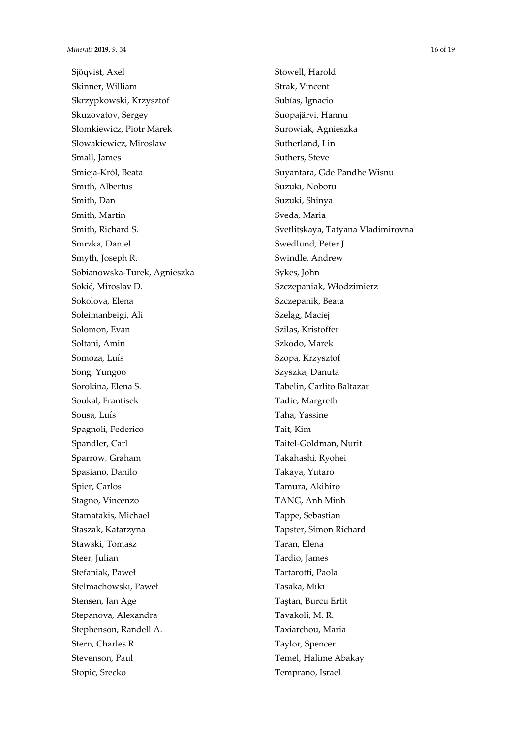Sjöqvist, Axel
Skinner, William
Skrzypkowski, Krzysztof
Skuzovatov, Sergey
Słomkiewicz, Piotr Marek
Slowakiewicz, Miroslaw
Small, James
Smieja-Król, Beata
Smith, Albertus
Smith, Dan
Smith, Martin
Smith, Richard S.
Smrzka, Daniel
Smyth, Joseph R.
Sobianowska-Turek, Agnieszka
Sokić, Miroslav D.
Sokolova, Elena
Soleimanbeigi, Ali
Solomon, Evan
Soltani, Amin
Somoza, Luís
Song, Yungoo
Sorokina, Elena S.
Soukal, Frantisek
Sousa, Luís
Spagnoli, Federico
Spandler, Carl
Sparrow, Graham
Spasiano, Danilo
Spier, Carlos
Stagno, Vincenzo
Stamatakis, Michael
Staszak, Katarzyna
Stawski, Tomasz
Steer, Julian
Stefaniak, Paweł
Stelmachowski, Paweł
Stensen, Jan Age
Stepanova, Alexandra
Stephenson, Randell A.
Stern, Charles R.
Stevenson, Paul
Stopic, Srecko
Stowell, Harold
Strak, Vincent
Subías, Ignacio
Suopajärvi, Hannu
Surowiak, Agnieszka
Sutherland, Lin
Suthers, Steve
Suyantara, Gde Pandhe Wisnu
Suzuki, Noboru
Suzuki, Shinya
Sveda, Maria
Svetlitskaya, Tatyana Vladimirovna
Swedlund, Peter J.
Swindle, Andrew
Sykes, John
Szczepaniak, Włodzimierz
Szczepanik, Beata
Szeląg, Maciej
Szilas, Kristoffer
Szkodo, Marek
Szopa, Krzysztof
Szyszka, Danuta
Tabelin, Carlito Baltazar
Tadie, Margreth
Taha, Yassine
Tait, Kim
Taitel-Goldman, Nurit
Takahashi, Ryohei
Takaya, Yutaro
Tamura, Akihiro
TANG, Anh Minh
Tappe, Sebastian
Tapster, Simon Richard
Taran, Elena
Tardio, James
Tartarotti, Paola
Tasaka, Miki
Taştan, Burcu Ertit
Tavakoli, M. R.
Taxiarchou, Maria
Taylor, Spencer
Temel, Halime Abakay
Temprano, Israel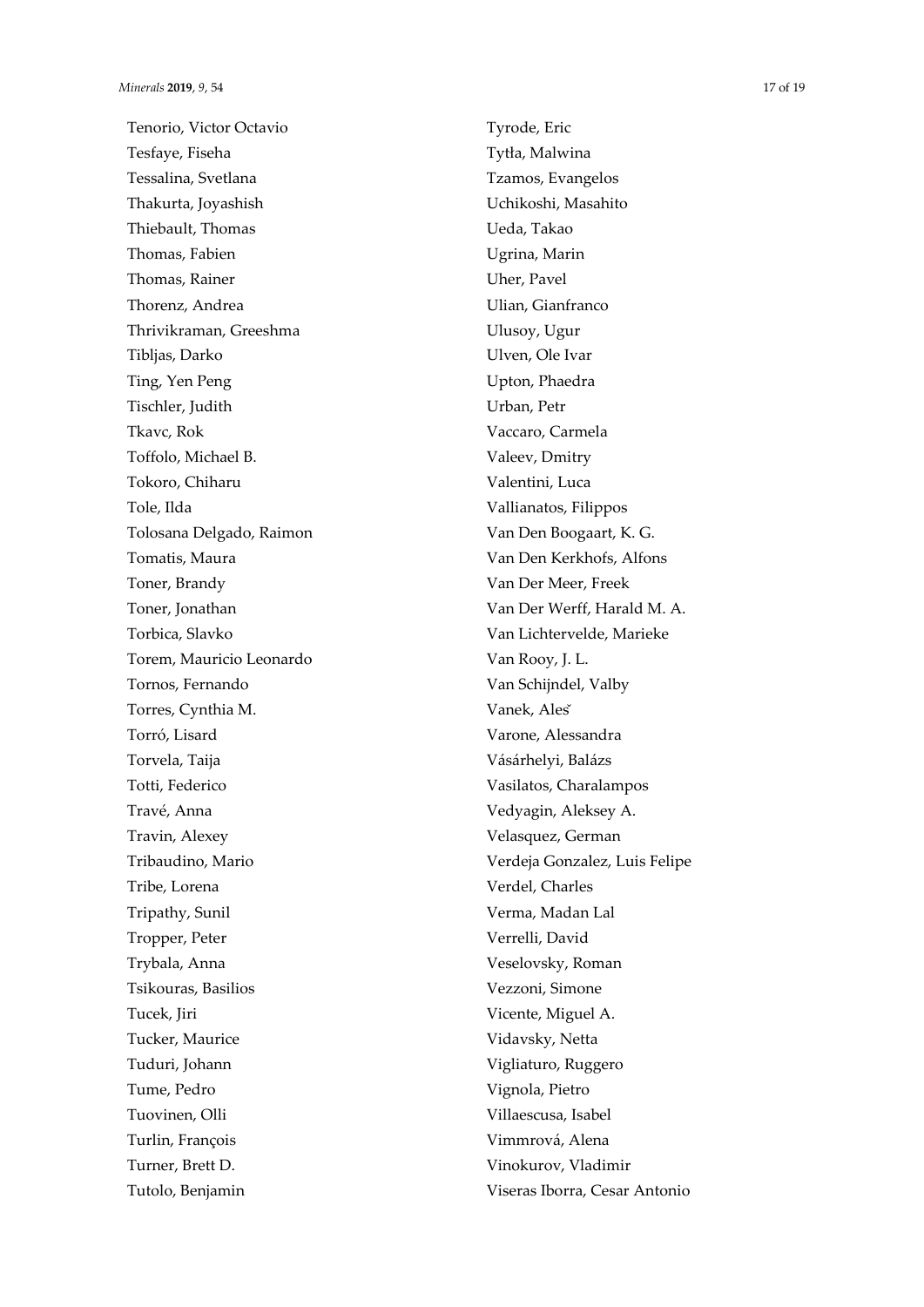Tenorio, Victor Octavio
Tesfaye, Fiseha
Tessalina, Svetlana
Thakurta, Joyashish
Thiebault, Thomas
Thomas, Fabien
Thomas, Rainer
Thorenz, Andrea
Thrivikraman, Greeshma
Tibljas, Darko
Ting, Yen Peng
Tischler, Judith
Tkavc, Rok
Toffolo, Michael B.
Tokoro, Chiharu
Tole, Ilda
Tolosana Delgado, Raimon
Tomatis, Maura
Toner, Brandy
Toner, Jonathan
Torbica, Slavko
Torem, Mauricio Leonardo
Tornos, Fernando
Torres, Cynthia M.
Torró, Lisard
Torvela, Taija
Totti, Federico
Travé, Anna
Travin, Alexey
Tribaudino, Mario
Tribe, Lorena
Tripathy, Sunil
Tropper, Peter
Trybala, Anna
Tsikouras, Basilios
Tucek, Jiri
Tucker, Maurice
Tuduri, Johann
Tume, Pedro
Tuovinen, Olli
Turlin, François
Turner, Brett D.
Tutolo, Benjamin
Tyrode, Eric
Tytła, Malwina
Tzamos, Evangelos
Uchikoshi, Masahito
Ueda, Takao
Ugrina, Marin
Uher, Pavel
Ulian, Gianfranco
Ulusoy, Ugur
Ulven, Ole Ivar
Upton, Phaedra
Urban, Petr
Vaccaro, Carmela
Valeev, Dmitry
Valentini, Luca
Vallianatos, Filippos
Van Den Boogaart, K. G.
Van Den Kerkhofs, Alfons
Van Der Meer, Freek
Van Der Werff, Harald M. A.
Van Lichtervelde, Marieke
Van Rooy, J. L.
Van Schijndel, Valby
Vanek, Aleš
Varone, Alessandra
Vásárhelyi, Balázs
Vasilatos, Charalampos
Vedyagin, Aleksey A.
Velasquez, German
Verdeja Gonzalez, Luis Felipe
Verdel, Charles
Verma, Madan Lal
Verrelli, David
Veselovsky, Roman
Vezzoni, Simone
Vicente, Miguel A.
Vidavsky, Netta
Vigliaturo, Ruggero
Vignola, Pietro
Villaescusa, Isabel
Vimmrová, Alena
Vinokurov, Vladimir
Viseras Iborra, Cesar Antonio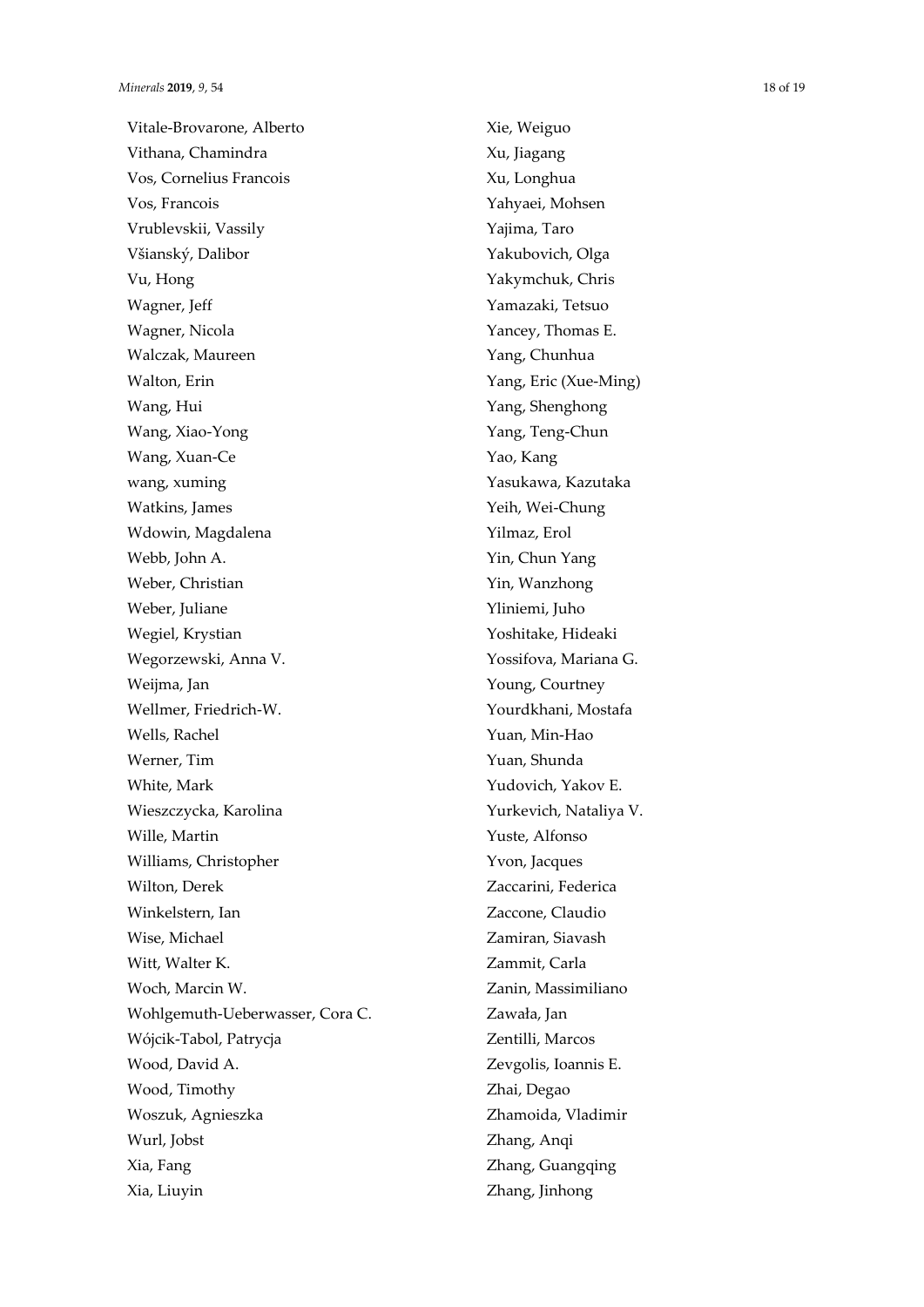Vitale-Brovarone, Alberto
Vithana, Chamindra
Vos, Cornelius Francois
Vos, Francois
Vrublevskii, Vassily
Všianský, Dalibor
Vu, Hong
Wagner, Jeff
Wagner, Nicola
Walczak, Maureen
Walton, Erin
Wang, Hui
Wang, Xiao-Yong
Wang, Xuan-Ce
wang, xuming
Watkins, James
Wdowin, Magdalena
Webb, John A.
Weber, Christian
Weber, Juliane
Wegiel, Krystian
Wegorzewski, Anna V.
Weijma, Jan
Wellmer, Friedrich-W.
Wells, Rachel
Werner, Tim
White, Mark
Wieszczycka, Karolina
Wille, Martin
Williams, Christopher
Wilton, Derek
Winkelstern, Ian
Wise, Michael
Witt, Walter K.
Woch, Marcin W.
Wohlgemuth-Ueberwasser, Cora C.
Wójcik-Tabol, Patrycja
Wood, David A.
Wood, Timothy
Woszuk, Agnieszka
Wurl, Jobst
Xia, Fang
Xia, Liuyin
Xie, Weiguo
Xu, Jiagang
Xu, Longhua
Yahyaei, Mohsen
Yajima, Taro
Yakubovich, Olga
Yakymchuk, Chris
Yamazaki, Tetsuo
Yancey, Thomas E.
Yang, Chunhua
Yang, Eric (Xue-Ming)
Yang, Shenghong
Yang, Teng-Chun
Yao, Kang
Yasukawa, Kazutaka
Yeih, Wei-Chung
Yilmaz, Erol
Yin, Chun Yang
Yin, Wanzhong
Yliniemi, Juho
Yoshitake, Hideaki
Yossifova, Mariana G.
Young, Courtney
Yourdkhani, Mostafa
Yuan, Min-Hao
Yuan, Shunda
Yudovich, Yakov E.
Yurkevich, Nataliya V.
Yuste, Alfonso
Yvon, Jacques
Zaccarini, Federica
Zaccone, Claudio
Zamiran, Siavash
Zammit, Carla
Zanin, Massimiliano
Zawała, Jan
Zentilli, Marcos
Zevgolis, Ioannis E.
Zhai, Degao
Zhamoida, Vladimir
Zhang, Anqi
Zhang, Guangqing
Zhang, Jinhong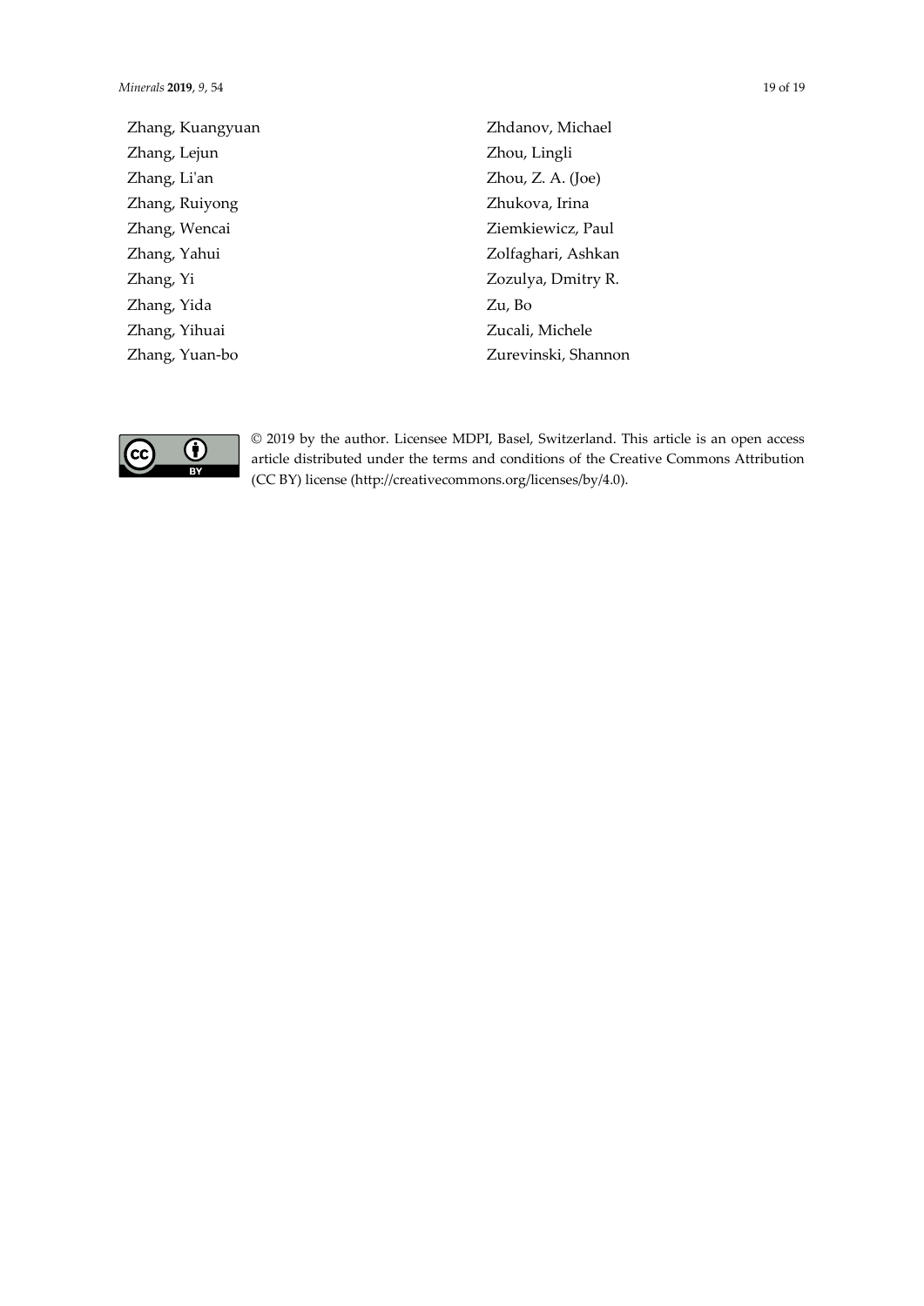Zhang, Kuangyuan
Zhang, Lejun
Zhang, Li'an
Zhang, Ruiyong
Zhang, Wencai
Zhang, Yahui
Zhang, Yi
Zhang, Yida
Zhang, Yihuai
Zhang, Yuan-bo
Zhdanov, Michael
Zhou, Lingli
Zhou, Z. A. (Joe)
Zhukova, Irina
Ziemkiewicz, Paul
Zolfaghari, Ashkan
Zozulya, Dmitry R.
Zu, Bo
Zucali, Michele
Zurevinski, Shannon

© 2019 by the author. Licensee MDPI, Basel, Switzerland. This article is an open access article distributed under the terms and conditions of the Creative Commons Attribution (CC BY) license (http://creativecommons.org/licenses/by/4.0).